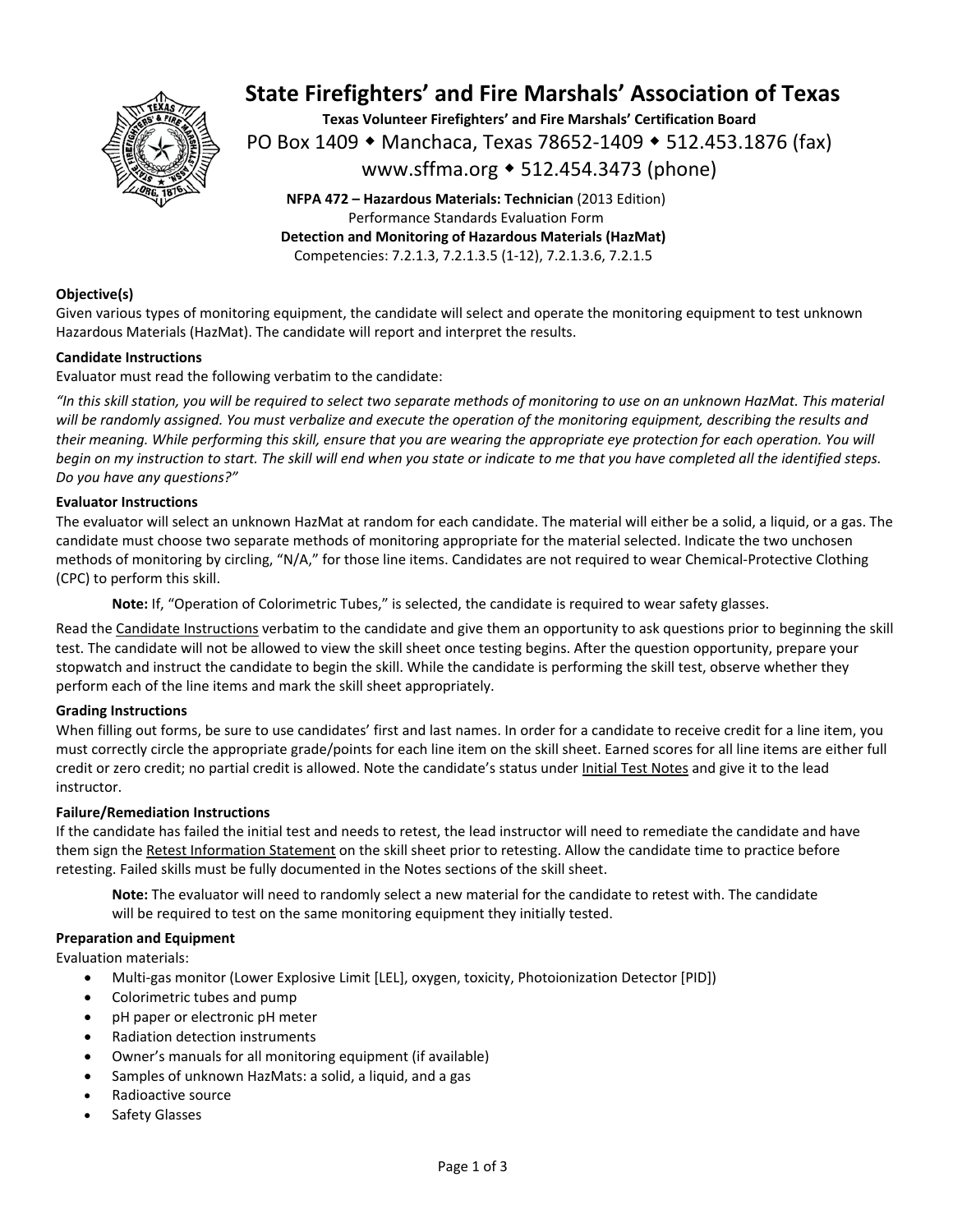# State Firefighters' and Fire Marshals' Association of Texas

**Texas Volunteer Firefighters' and Fire Marshals' Certification Board**

PO Box 1409 ◆ Manchaca, Texas 78652-1409 ◆ 512.453.1876 (fax)

www.sffma.org ◆ 512.454.3473 (phone)

**NFPA 472 – Hazardous Materials: Technician** (2013 Edition)
Performance Standards Evaluation Form
**Detection and Monitoring of Hazardous Materials (HazMat)**
Competencies: 7.2.1.3, 7.2.1.3.5 (1-12), 7.2.1.3.6, 7.2.1.5

**Objective(s)**

Given various types of monitoring equipment, the candidate will select and operate the monitoring equipment to test unknown Hazardous Materials (HazMat). The candidate will report and interpret the results.

**Candidate Instructions**

Evaluator must read the following verbatim to the candidate:

*"In this skill station, you will be required to select two separate methods of monitoring to use on an unknown HazMat. This material will be randomly assigned. You must verbalize and execute the operation of the monitoring equipment, describing the results and their meaning. While performing this skill, ensure that you are wearing the appropriate eye protection for each operation. You will begin on my instruction to start. The skill will end when you state or indicate to me that you have completed all the identified steps. Do you have any questions?"*

**Evaluator Instructions**

The evaluator will select an unknown HazMat at random for each candidate. The material will either be a solid, a liquid, or a gas. The candidate must choose two separate methods of monitoring appropriate for the material selected. Indicate the two unchosen methods of monitoring by circling, "N/A," for those line items. Candidates are not required to wear Chemical-Protective Clothing (CPC) to perform this skill.

> **Note:** If, "Operation of Colorimetric Tubes," is selected, the candidate is required to wear safety glasses.

Read the Candidate Instructions verbatim to the candidate and give them an opportunity to ask questions prior to beginning the skill test. The candidate will not be allowed to view the skill sheet once testing begins. After the question opportunity, prepare your stopwatch and instruct the candidate to begin the skill. While the candidate is performing the skill test, observe whether they perform each of the line items and mark the skill sheet appropriately.

**Grading Instructions**

When filling out forms, be sure to use candidates' first and last names. In order for a candidate to receive credit for a line item, you must correctly circle the appropriate grade/points for each line item on the skill sheet. Earned scores for all line items are either full credit or zero credit; no partial credit is allowed. Note the candidate's status under Initial Test Notes and give it to the lead instructor.

**Failure/Remediation Instructions**

If the candidate has failed the initial test and needs to retest, the lead instructor will need to remediate the candidate and have them sign the Retest Information Statement on the skill sheet prior to retesting. Allow the candidate time to practice before retesting. Failed skills must be fully documented in the Notes sections of the skill sheet.

> **Note:** The evaluator will need to randomly select a new material for the candidate to retest with. The candidate will be required to test on the same monitoring equipment they initially tested.

**Preparation and Equipment**

Evaluation materials:

- Multi-gas monitor (Lower Explosive Limit [LEL], oxygen, toxicity, Photoionization Detector [PID])
- Colorimetric tubes and pump
- pH paper or electronic pH meter
- Radiation detection instruments
- Owner's manuals for all monitoring equipment (if available)
- Samples of unknown HazMats: a solid, a liquid, and a gas
- Radioactive source
- Safety Glasses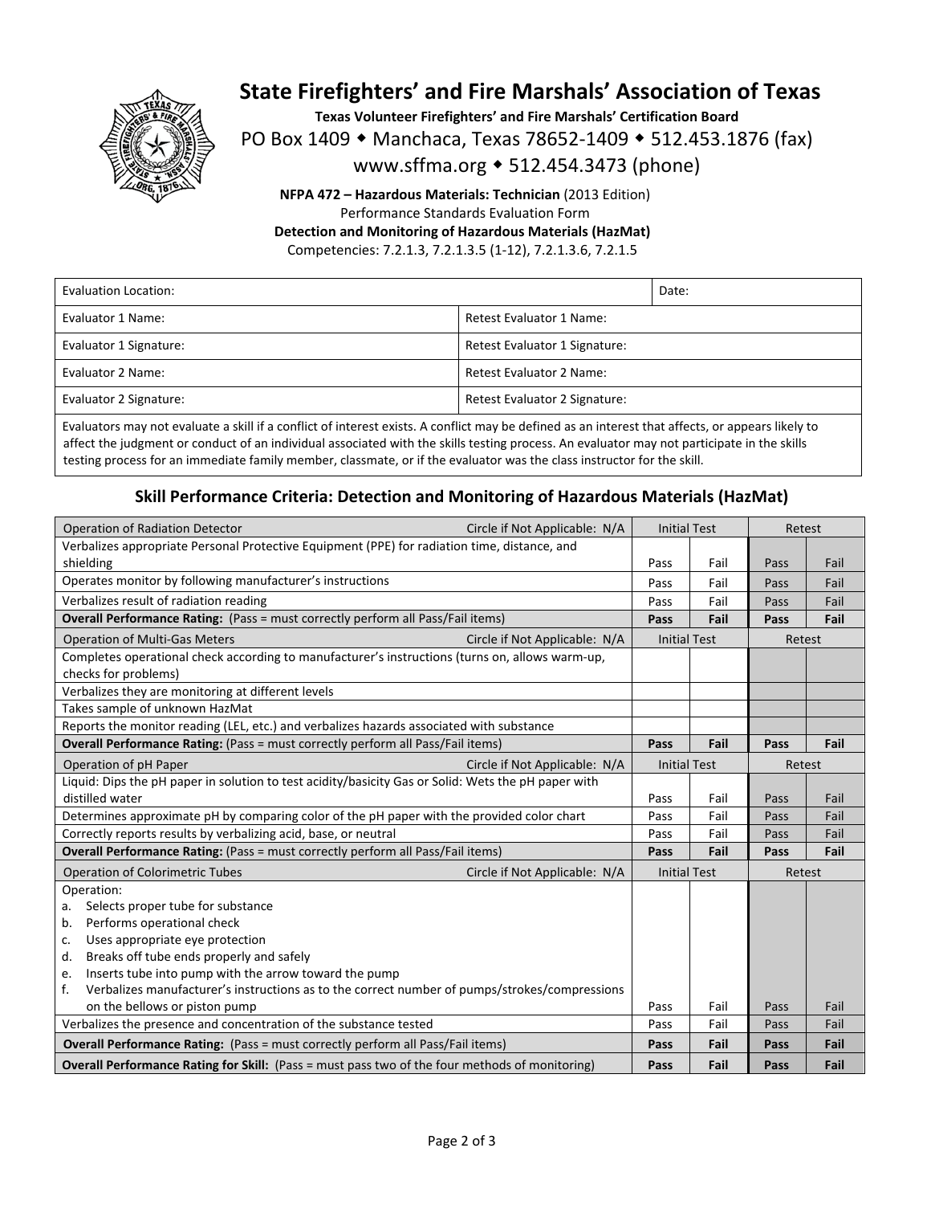# State Firefighters' and Fire Marshals' Association of Texas

**Texas Volunteer Firefighters' and Fire Marshals' Certification Board**

PO Box 1409 ◆ Manchaca, Texas 78652-1409 ◆ 512.453.1876 (fax)

www.sffma.org ◆ 512.454.3473 (phone)

**NFPA 472 – Hazardous Materials: Technician** (2013 Edition)

Performance Standards Evaluation Form

**Detection and Monitoring of Hazardous Materials (HazMat)**

Competencies: 7.2.1.3, 7.2.1.3.5 (1-12), 7.2.1.3.6, 7.2.1.5

| Evaluation Location: | | Date: |
|---|---|---|
| Evaluator 1 Name: | Retest Evaluator 1 Name: | |
| Evaluator 1 Signature: | Retest Evaluator 1 Signature: | |
| Evaluator 2 Name: | Retest Evaluator 2 Name: | |
| Evaluator 2 Signature: | Retest Evaluator 2 Signature: | |

Evaluators may not evaluate a skill if a conflict of interest exists. A conflict may be defined as an interest that affects, or appears likely to affect the judgment or conduct of an individual associated with the skills testing process. An evaluator may not participate in the skills testing process for an immediate family member, classmate, or if the evaluator was the class instructor for the skill.

## Skill Performance Criteria: Detection and Monitoring of Hazardous Materials (HazMat)

| Operation of Radiation Detector — Circle if Not Applicable: N/A | Initial Test | | Retest | |
|---|---|---|---|---|
| Verbalizes appropriate Personal Protective Equipment (PPE) for radiation time, distance, and shielding | Pass | Fail | Pass | Fail |
| Operates monitor by following manufacturer's instructions | Pass | Fail | Pass | Fail |
| Verbalizes result of radiation reading | Pass | Fail | Pass | Fail |
| **Overall Performance Rating:** (Pass = must correctly perform all Pass/Fail items) | **Pass** | **Fail** | **Pass** | **Fail** |
| **Operation of Multi-Gas Meters — Circle if Not Applicable: N/A** | **Initial Test** | | **Retest** | |
| Completes operational check according to manufacturer's instructions (turns on, allows warm-up, checks for problems) | | | | |
| Verbalizes they are monitoring at different levels | | | | |
| Takes sample of unknown HazMat | | | | |
| Reports the monitor reading (LEL, etc.) and verbalizes hazards associated with substance | | | | |
| **Overall Performance Rating:** (Pass = must correctly perform all Pass/Fail items) | **Pass** | **Fail** | **Pass** | **Fail** |
| **Operation of pH Paper — Circle if Not Applicable: N/A** | **Initial Test** | | **Retest** | |
| Liquid: Dips the pH paper in solution to test acidity/basicity Gas or Solid: Wets the pH paper with distilled water | Pass | Fail | Pass | Fail |
| Determines approximate pH by comparing color of the pH paper with the provided color chart | Pass | Fail | Pass | Fail |
| Correctly reports results by verbalizing acid, base, or neutral | Pass | Fail | Pass | Fail |
| **Overall Performance Rating:** (Pass = must correctly perform all Pass/Fail items) | **Pass** | **Fail** | **Pass** | **Fail** |
| **Operation of Colorimetric Tubes — Circle if Not Applicable: N/A** | **Initial Test** | | **Retest** | |
| Operation:<br>a. Selects proper tube for substance<br>b. Performs operational check<br>c. Uses appropriate eye protection<br>d. Breaks off tube ends properly and safely<br>e. Inserts tube into pump with the arrow toward the pump<br>f. Verbalizes manufacturer's instructions as to the correct number of pumps/strokes/compressions on the bellows or piston pump | Pass | Fail | Pass | Fail |
| Verbalizes the presence and concentration of the substance tested | Pass | Fail | Pass | Fail |
| **Overall Performance Rating:** (Pass = must correctly perform all Pass/Fail items) | **Pass** | **Fail** | **Pass** | **Fail** |
| **Overall Performance Rating for Skill:** (Pass = must pass two of the four methods of monitoring) | **Pass** | **Fail** | **Pass** | **Fail** |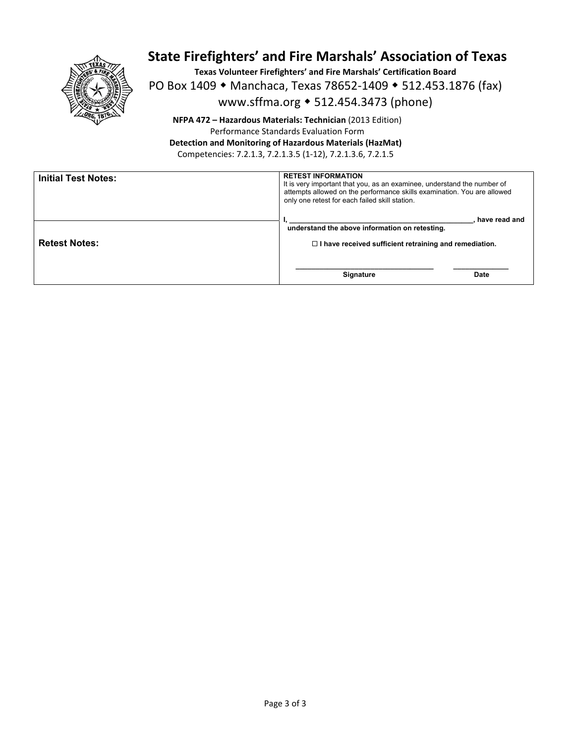# State Firefighters' and Fire Marshals' Association of Texas

**Texas Volunteer Firefighters' and Fire Marshals' Certification Board**

PO Box 1409 ◆ Manchaca, Texas 78652-1409 ◆ 512.453.1876 (fax)

www.sffma.org ◆ 512.454.3473 (phone)

**NFPA 472 – Hazardous Materials: Technician** (2013 Edition)

Performance Standards Evaluation Form

**Detection and Monitoring of Hazardous Materials (HazMat)**

Competencies: 7.2.1.3, 7.2.1.3.5 (1-12), 7.2.1.3.6, 7.2.1.5

| | |
|---|---|
| **Initial Test Notes:** | **RETEST INFORMATION**<br>It is very important that you, as an examinee, understand the number of attempts allowed on the performance skills examination. You are allowed only one retest for each failed skill station. |
| **Retest Notes:** | **I, _______________________________________, have read and understand the above information on retesting.**<br>☐ **I have received sufficient retraining and remediation.**<br>_____________________________ Signature &nbsp;&nbsp;&nbsp; ______________ Date |